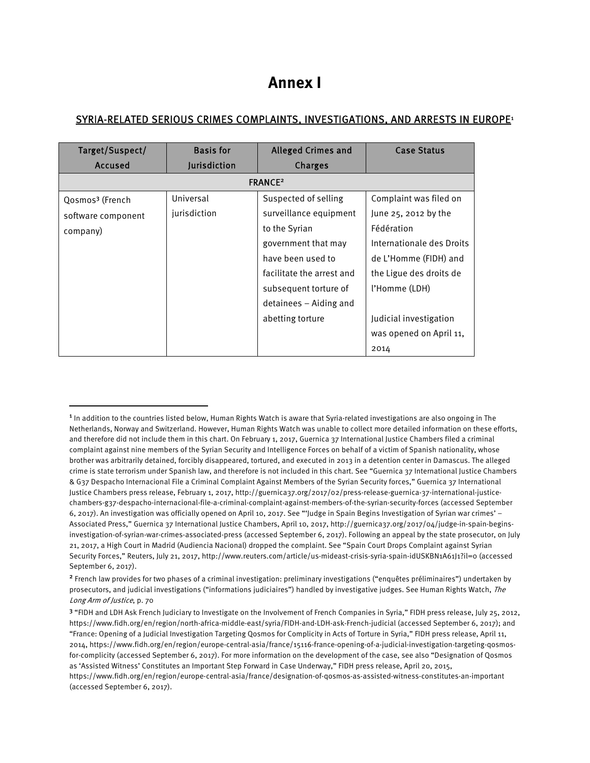# Annex I

## SYRIA-RELATED SERIOUS CRIMES COMPLAINTS, INVESTIGATIONS, AND ARRESTS IN EUROPE[1]

| Target/Suspect/ Accused | Basis for Jurisdiction | Alleged Crimes and Charges | Case Status |
|---|---|---|---|
| FRANCE[2] | | | |
| Qosmos[3] (French software component company) | Universal jurisdiction | Suspected of selling surveillance equipment to the Syrian government that may have been used to facilitate the arrest and subsequent torture of detainees – Aiding and abetting torture | Complaint was filed on June 25, 2012 by the Fédération Internationale des Droits de L'Homme (FIDH) and the Ligue des droits de l'Homme (LDH)<br><br>Judicial investigation was opened on April 11, 2014 |

[1] In addition to the countries listed below, Human Rights Watch is aware that Syria-related investigations are also ongoing in The Netherlands, Norway and Switzerland. However, Human Rights Watch was unable to collect more detailed information on these efforts, and therefore did not include them in this chart. On February 1, 2017, Guernica 37 International Justice Chambers filed a criminal complaint against nine members of the Syrian Security and Intelligence Forces on behalf of a victim of Spanish nationality, whose brother was arbitrarily detained, forcibly disappeared, tortured, and executed in 2013 in a detention center in Damascus. The alleged crime is state terrorism under Spanish law, and therefore is not included in this chart. See "Guernica 37 International Justice Chambers & G37 Despacho Internacional File a Criminal Complaint Against Members of the Syrian Security forces," Guernica 37 International Justice Chambers press release, February 1, 2017, http://guernica37.org/2017/02/press-release-guernica-37-international-justice-chambers-g37-despacho-internacional-file-a-criminal-complaint-against-members-of-the-syrian-security-forces (accessed September 6, 2017). An investigation was officially opened on April 10, 2017. See "'Judge in Spain Begins Investigation of Syrian war crimes' – Associated Press," Guernica 37 International Justice Chambers, April 10, 2017, http://guernica37.org/2017/04/judge-in-spain-begins-investigation-of-syrian-war-crimes-associated-press (accessed September 6, 2017). Following an appeal by the state prosecutor, on July 21, 2017, a High Court in Madrid (Audiencia Nacional) dropped the complaint. See "Spain Court Drops Complaint against Syrian Security Forces," Reuters, July 21, 2017, http://www.reuters.com/article/us-mideast-crisis-syria-spain-idUSKBN1A61J1?il=0 (accessed September 6, 2017).

[2] French law provides for two phases of a criminal investigation: preliminary investigations ("enquêtes préliminaires") undertaken by prosecutors, and judicial investigations ("informations judiciaires") handled by investigative judges. See Human Rights Watch, *The Long Arm of Justice*, p. 70

[3] "FIDH and LDH Ask French Judiciary to Investigate on the Involvement of French Companies in Syria," FIDH press release, July 25, 2012, https://www.fidh.org/en/region/north-africa-middle-east/syria/FIDH-and-LDH-ask-French-judicial (accessed September 6, 2017); and "France: Opening of a Judicial Investigation Targeting Qosmos for Complicity in Acts of Torture in Syria," FIDH press release, April 11, 2014, https://www.fidh.org/en/region/europe-central-asia/france/15116-france-opening-of-a-judicial-investigation-targeting-qosmos-for-complicity (accessed September 6, 2017). For more information on the development of the case, see also "Designation of Qosmos as 'Assisted Witness' Constitutes an Important Step Forward in Case Underway," FIDH press release, April 20, 2015, https://www.fidh.org/en/region/europe-central-asia/france/designation-of-qosmos-as-assisted-witness-constitutes-an-important (accessed September 6, 2017).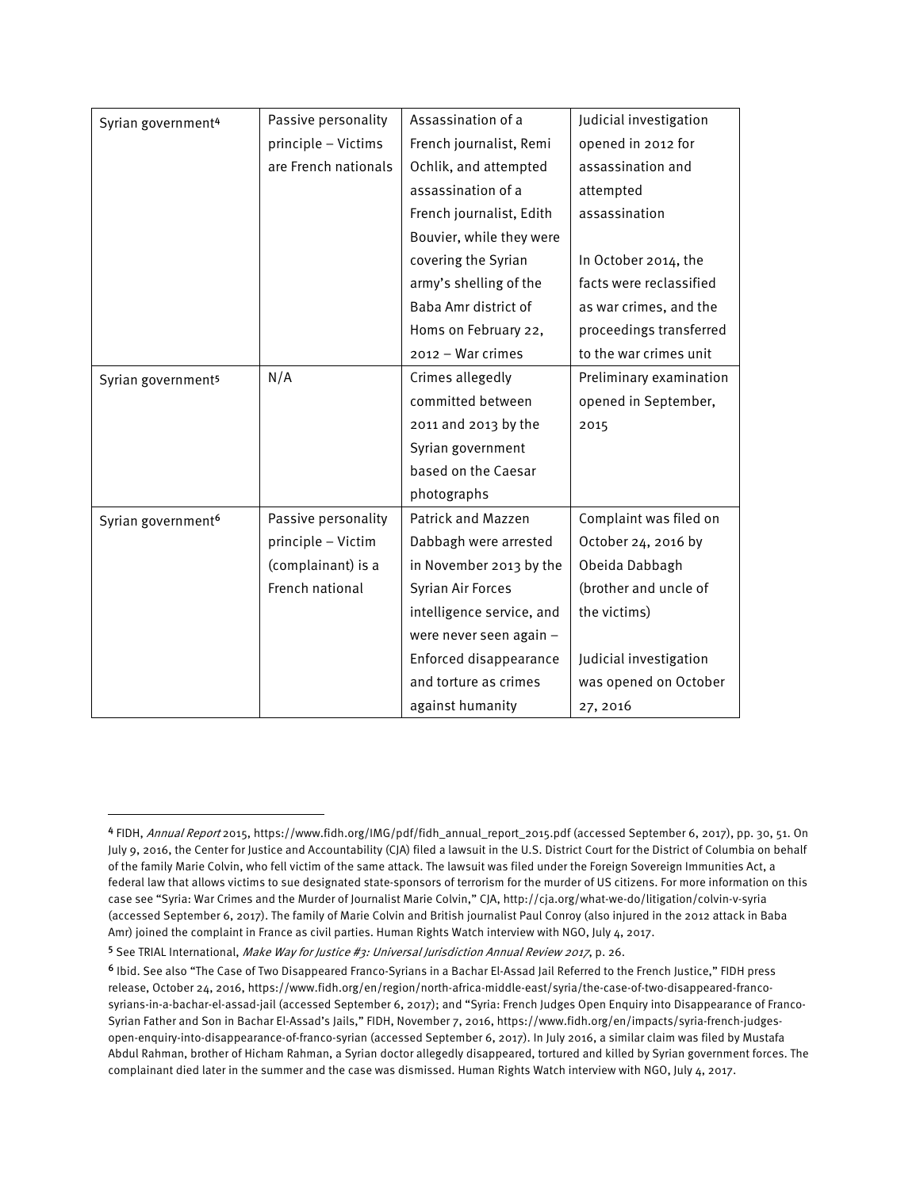| Syrian government[4] | Passive personality principle – Victims are French nationals | Assassination of a French journalist, Remi Ochlik, and attempted assassination of a French journalist, Edith Bouvier, while they were covering the Syrian army's shelling of the Baba Amr district of Homs on February 22, 2012 – War crimes | Judicial investigation opened in 2012 for assassination and attempted assassination<br><br>In October 2014, the facts were reclassified as war crimes, and the proceedings transferred to the war crimes unit |
|---|---|---|---|
| Syrian government[5] | N/A | Crimes allegedly committed between 2011 and 2013 by the Syrian government based on the Caesar photographs | Preliminary examination opened in September, 2015 |
| Syrian government[6] | Passive personality principle – Victim (complainant) is a French national | Patrick and Mazzen Dabbagh were arrested in November 2013 by the Syrian Air Forces intelligence service, and were never seen again – Enforced disappearance and torture as crimes against humanity | Complaint was filed on October 24, 2016 by Obeida Dabbagh (brother and uncle of the victims)<br><br>Judicial investigation was opened on October 27, 2016 |

[4] FIDH, *Annual Report* 2015, https://www.fidh.org/IMG/pdf/fidh_annual_report_2015.pdf (accessed September 6, 2017), pp. 30, 51. On July 9, 2016, the Center for Justice and Accountability (CJA) filed a lawsuit in the U.S. District Court for the District of Columbia on behalf of the family Marie Colvin, who fell victim of the same attack. The lawsuit was filed under the Foreign Sovereign Immunities Act, a federal law that allows victims to sue designated state-sponsors of terrorism for the murder of US citizens. For more information on this case see "Syria: War Crimes and the Murder of Journalist Marie Colvin," CJA, http://cja.org/what-we-do/litigation/colvin-v-syria (accessed September 6, 2017). The family of Marie Colvin and British journalist Paul Conroy (also injured in the 2012 attack in Baba Amr) joined the complaint in France as civil parties. Human Rights Watch interview with NGO, July 4, 2017.

[5] See TRIAL International, *Make Way for Justice #3: Universal Jurisdiction Annual Review 2017*, p. 26.

[6] Ibid. See also "The Case of Two Disappeared Franco-Syrians in a Bachar El-Assad Jail Referred to the French Justice," FIDH press release, October 24, 2016, https://www.fidh.org/en/region/north-africa-middle-east/syria/the-case-of-two-disappeared-franco-syrians-in-a-bachar-el-assad-jail (accessed September 6, 2017); and "Syria: French Judges Open Enquiry into Disappearance of Franco-Syrian Father and Son in Bachar El-Assad's Jails," FIDH, November 7, 2016, https://www.fidh.org/en/impacts/syria-french-judges-open-enquiry-into-disappearance-of-franco-syrian (accessed September 6, 2017). In July 2016, a similar claim was filed by Mustafa Abdul Rahman, brother of Hicham Rahman, a Syrian doctor allegedly disappeared, tortured and killed by Syrian government forces. The complainant died later in the summer and the case was dismissed. Human Rights Watch interview with NGO, July 4, 2017.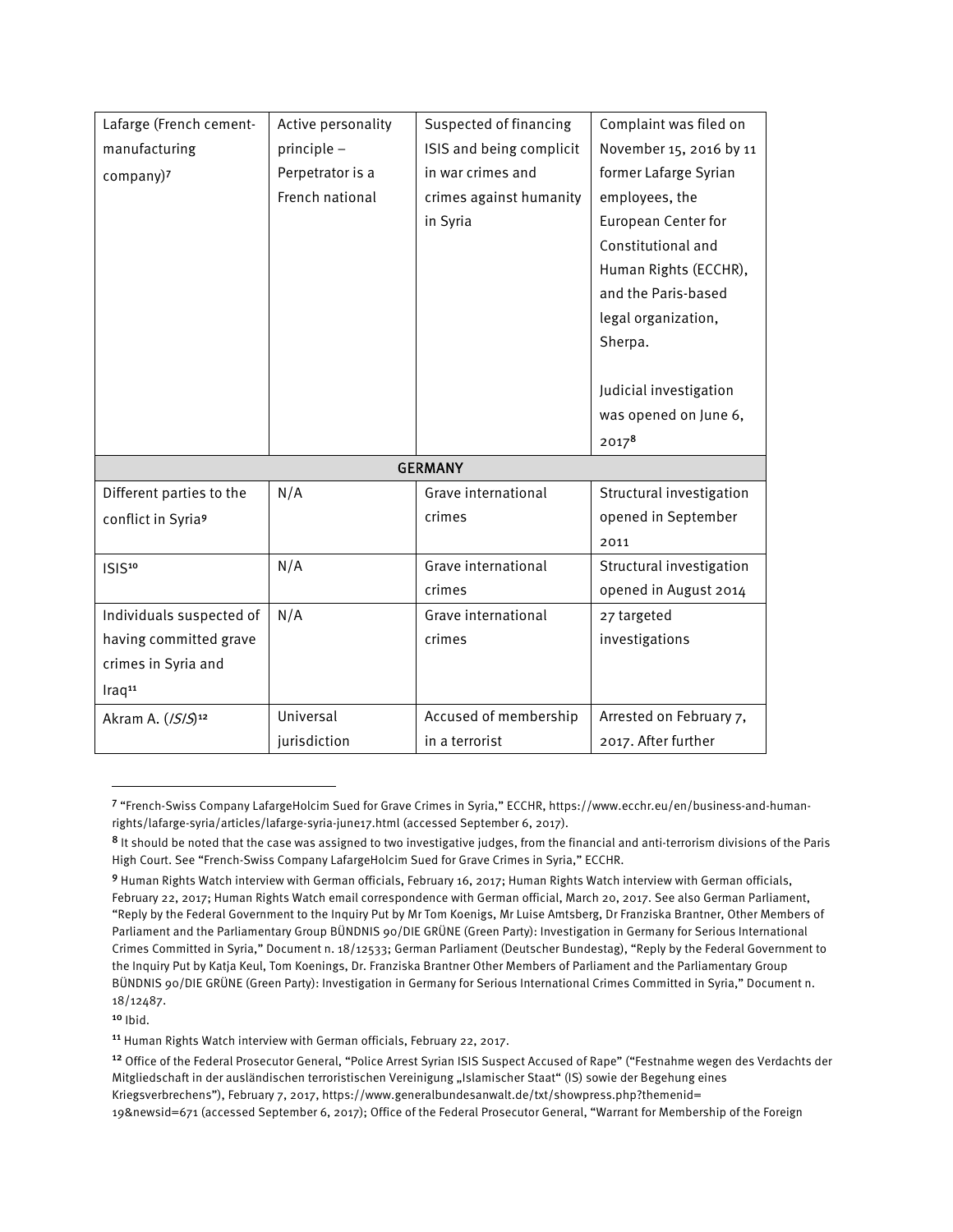| | | | |
|---|---|---|---|
| Lafarge (French cement-manufacturing company)[7] | Active personality principle – Perpetrator is a French national | Suspected of financing ISIS and being complicit in war crimes and crimes against humanity in Syria | Complaint was filed on November 15, 2016 by 11 former Lafarge Syrian employees, the European Center for Constitutional and Human Rights (ECCHR), and the Paris-based legal organization, Sherpa.<br><br>Judicial investigation was opened on June 6, 2017[8] |
| **GERMANY** | | | |
| Different parties to the conflict in Syria[9] | N/A | Grave international crimes | Structural investigation opened in September 2011 |
| ISIS[10] | N/A | Grave international crimes | Structural investigation opened in August 2014 |
| Individuals suspected of having committed grave crimes in Syria and Iraq[11] | N/A | Grave international crimes | 27 targeted investigations |
| Akram A. (*ISIS*)[12] | Universal jurisdiction | Accused of membership in a terrorist | Arrested on February 7, 2017. After further |

[7] "French-Swiss Company LafargeHolcim Sued for Grave Crimes in Syria," ECCHR, https://www.ecchr.eu/en/business-and-human-rights/lafarge-syria/articles/lafarge-syria-june17.html (accessed September 6, 2017).

[8] It should be noted that the case was assigned to two investigative judges, from the financial and anti-terrorism divisions of the Paris High Court. See "French-Swiss Company LafargeHolcim Sued for Grave Crimes in Syria," ECCHR.

[9] Human Rights Watch interview with German officials, February 16, 2017; Human Rights Watch interview with German officials, February 22, 2017; Human Rights Watch email correspondence with German official, March 20, 2017. See also German Parliament, "Reply by the Federal Government to the Inquiry Put by Mr Tom Koenigs, Mr Luise Amtsberg, Dr Franziska Brantner, Other Members of Parliament and the Parliamentary Group BÜNDNIS 90/DIE GRÜNE (Green Party): Investigation in Germany for Serious International Crimes Committed in Syria," Document n. 18/12533; German Parliament (Deutscher Bundestag), "Reply by the Federal Government to the Inquiry Put by Katja Keul, Tom Koenings, Dr. Franziska Brantner Other Members of Parliament and the Parliamentary Group BÜNDNIS 90/DIE GRÜNE (Green Party): Investigation in Germany for Serious International Crimes Committed in Syria," Document n. 18/12487.

[10] Ibid.

[11] Human Rights Watch interview with German officials, February 22, 2017.

[12] Office of the Federal Prosecutor General, "Police Arrest Syrian ISIS Suspect Accused of Rape" ("Festnahme wegen des Verdachts der Mitgliedschaft in der ausländischen terroristischen Vereinigung „Islamischer Staat" (IS) sowie der Begehung eines Kriegsverbrechens"), February 7, 2017, https://www.generalbundesanwalt.de/txt/showpress.php?themenid=19&newsid=671 (accessed September 6, 2017); Office of the Federal Prosecutor General, "Warrant for Membership of the Foreign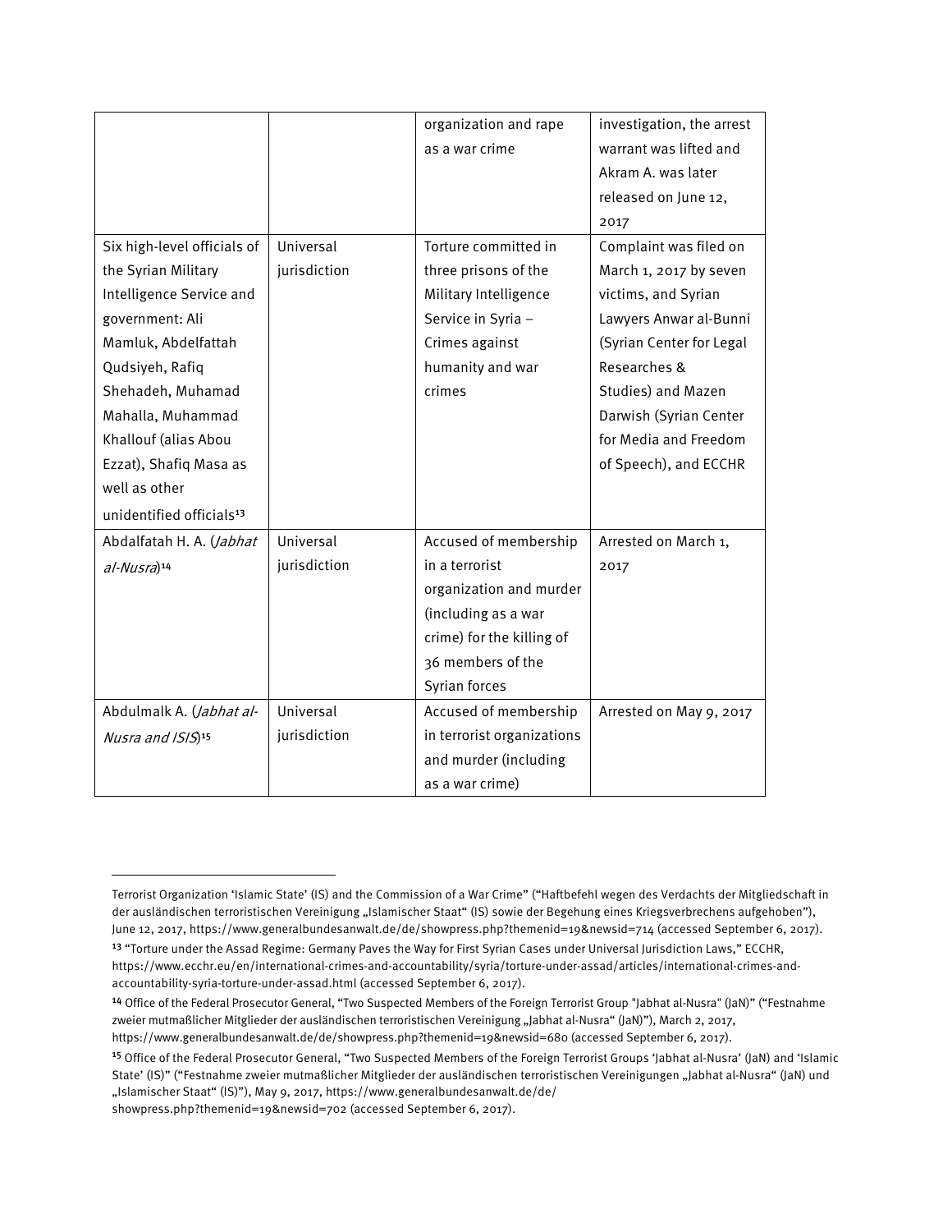| | | organization and rape as a war crime | investigation, the arrest warrant was lifted and Akram A. was later released on June 12, 2017 |
|---|---|---|---|
| Six high-level officials of the Syrian Military Intelligence Service and government: Ali Mamluk, Abdelfattah Qudsiyeh, Rafiq Shehadeh, Muhamad Mahalla, Muhammad Khallouf (alias Abou Ezzat), Shafiq Masa as well as other unidentified officials[13] | Universal jurisdiction | Torture committed in three prisons of the Military Intelligence Service in Syria – Crimes against humanity and war crimes | Complaint was filed on March 1, 2017 by seven victims, and Syrian Lawyers Anwar al-Bunni (Syrian Center for Legal Researches & Studies) and Mazen Darwish (Syrian Center for Media and Freedom of Speech), and ECCHR |
| Abdalfatah H. A. (*Jabhat al-Nusra*)[14] | Universal jurisdiction | Accused of membership in a terrorist organization and murder (including as a war crime) for the killing of 36 members of the Syrian forces | Arrested on March 1, 2017 |
| Abdulmalk A. (*Jabhat al-Nusra and ISIS*)[15] | Universal jurisdiction | Accused of membership in terrorist organizations and murder (including as a war crime) | Arrested on May 9, 2017 |

Terrorist Organization 'Islamic State' (IS) and the Commission of a War Crime" ("Haftbefehl wegen des Verdachts der Mitgliedschaft in der ausländischen terroristischen Vereinigung „Islamischer Staat" (IS) sowie der Begehung eines Kriegsverbrechens aufgehoben"), June 12, 2017, https://www.generalbundesanwalt.de/de/showpress.php?themenid=19&newsid=714 (accessed September 6, 2017).

[13] "Torture under the Assad Regime: Germany Paves the Way for First Syrian Cases under Universal Jurisdiction Laws," ECCHR, https://www.ecchr.eu/en/international-crimes-and-accountability/syria/torture-under-assad/articles/international-crimes-and-accountability-syria-torture-under-assad.html (accessed September 6, 2017).

[14] Office of the Federal Prosecutor General, "Two Suspected Members of the Foreign Terrorist Group "Jabhat al-Nusra" (JaN)" ("Festnahme zweier mutmaßlicher Mitglieder der ausländischen terroristischen Vereinigung „Jabhat al-Nusra" (JaN)"), March 2, 2017, https://www.generalbundesanwalt.de/de/showpress.php?themenid=19&newsid=680 (accessed September 6, 2017).

[15] Office of the Federal Prosecutor General, "Two Suspected Members of the Foreign Terrorist Groups 'Jabhat al-Nusra' (JaN) and 'Islamic State' (IS)" ("Festnahme zweier mutmaßlicher Mitglieder der ausländischen terroristischen Vereinigungen „Jabhat al-Nusra" (JaN) und „Islamischer Staat" (IS)"), May 9, 2017, https://www.generalbundesanwalt.de/de/showpress.php?themenid=19&newsid=702 (accessed September 6, 2017).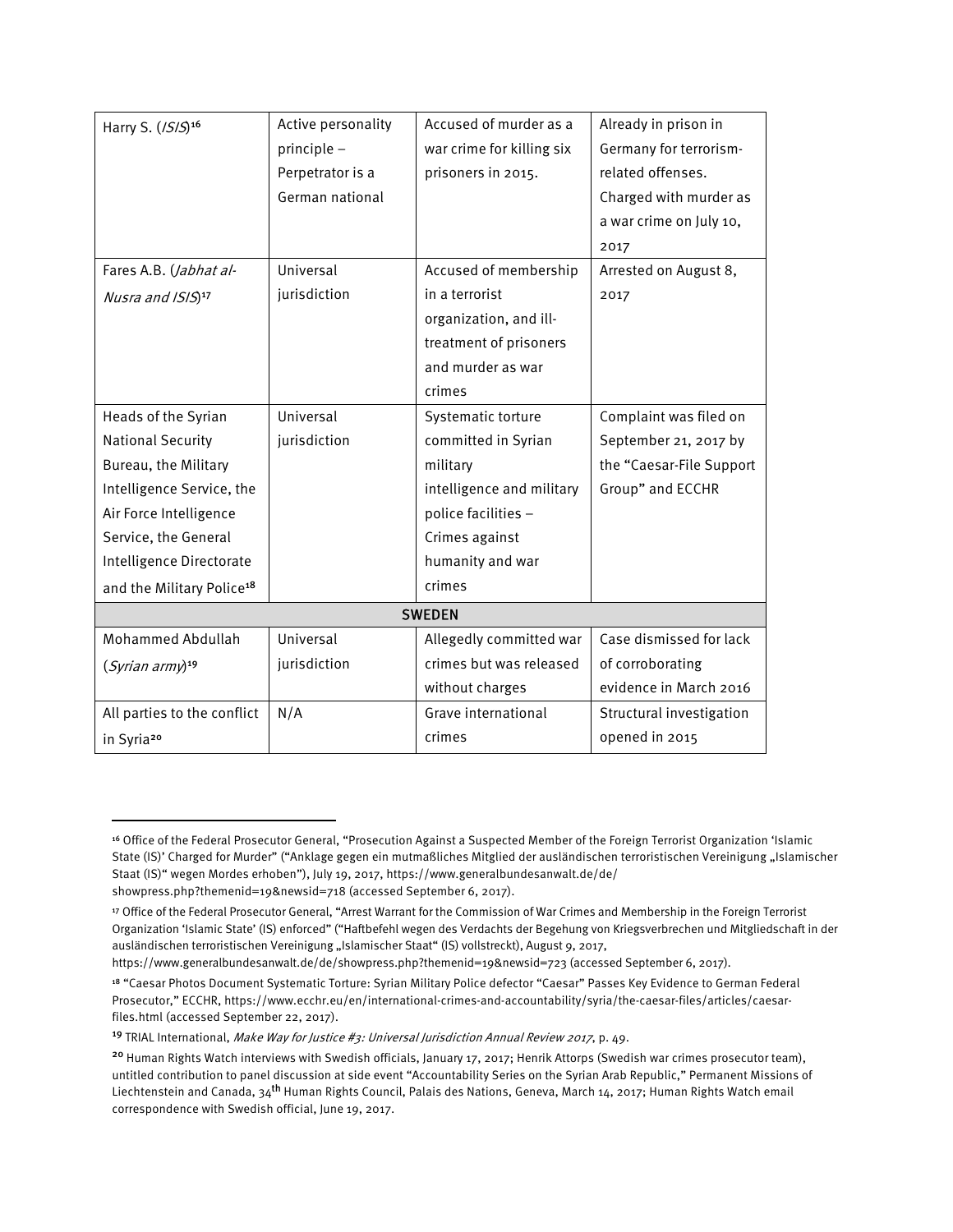| Harry S. (*ISIS*)[16] | Active personality principle – Perpetrator is a German national | Accused of murder as a war crime for killing six prisoners in 2015. | Already in prison in Germany for terrorism-related offenses. Charged with murder as a war crime on July 10, 2017 |
|---|---|---|---|
| Fares A.B. (*Jabhat al-Nusra and ISIS*)[17] | Universal jurisdiction | Accused of membership in a terrorist organization, and ill-treatment of prisoners and murder as war crimes | Arrested on August 8, 2017 |
| Heads of the Syrian National Security Bureau, the Military Intelligence Service, the Air Force Intelligence Service, the General Intelligence Directorate and the Military Police[18] | Universal jurisdiction | Systematic torture committed in Syrian military intelligence and military police facilities – Crimes against humanity and war crimes | Complaint was filed on September 21, 2017 by the "Caesar-File Support Group" and ECCHR |
| **SWEDEN** | | | |
| Mohammed Abdullah (*Syrian army*)[19] | Universal jurisdiction | Allegedly committed war crimes but was released without charges | Case dismissed for lack of corroborating evidence in March 2016 |
| All parties to the conflict in Syria[20] | N/A | Grave international crimes | Structural investigation opened in 2015 |

[16] Office of the Federal Prosecutor General, "Prosecution Against a Suspected Member of the Foreign Terrorist Organization 'Islamic State (IS)' Charged for Murder" ("Anklage gegen ein mutmaßliches Mitglied der ausländischen terroristischen Vereinigung „Islamischer Staat (IS)" wegen Mordes erhoben"), July 19, 2017, https://www.generalbundesanwalt.de/de/showpress.php?themenid=19&newsid=718 (accessed September 6, 2017).

[17] Office of the Federal Prosecutor General, "Arrest Warrant for the Commission of War Crimes and Membership in the Foreign Terrorist Organization 'Islamic State' (IS) enforced" ("Haftbefehl wegen des Verdachts der Begehung von Kriegsverbrechen und Mitgliedschaft in der ausländischen terroristischen Vereinigung „Islamischer Staat" (IS) vollstreckt), August 9, 2017, https://www.generalbundesanwalt.de/de/showpress.php?themenid=19&newsid=723 (accessed September 6, 2017).

[18] "Caesar Photos Document Systematic Torture: Syrian Military Police defector "Caesar" Passes Key Evidence to German Federal Prosecutor," ECCHR, https://www.ecchr.eu/en/international-crimes-and-accountability/syria/the-caesar-files/articles/caesar-files.html (accessed September 22, 2017).

[19] TRIAL International, *Make Way for Justice #3: Universal Jurisdiction Annual Review 2017*, p. 49.

[20] Human Rights Watch interviews with Swedish officials, January 17, 2017; Henrik Attorps (Swedish war crimes prosecutor team), untitled contribution to panel discussion at side event "Accountability Series on the Syrian Arab Republic," Permanent Missions of Liechtenstein and Canada, 34th Human Rights Council, Palais des Nations, Geneva, March 14, 2017; Human Rights Watch email correspondence with Swedish official, June 19, 2017.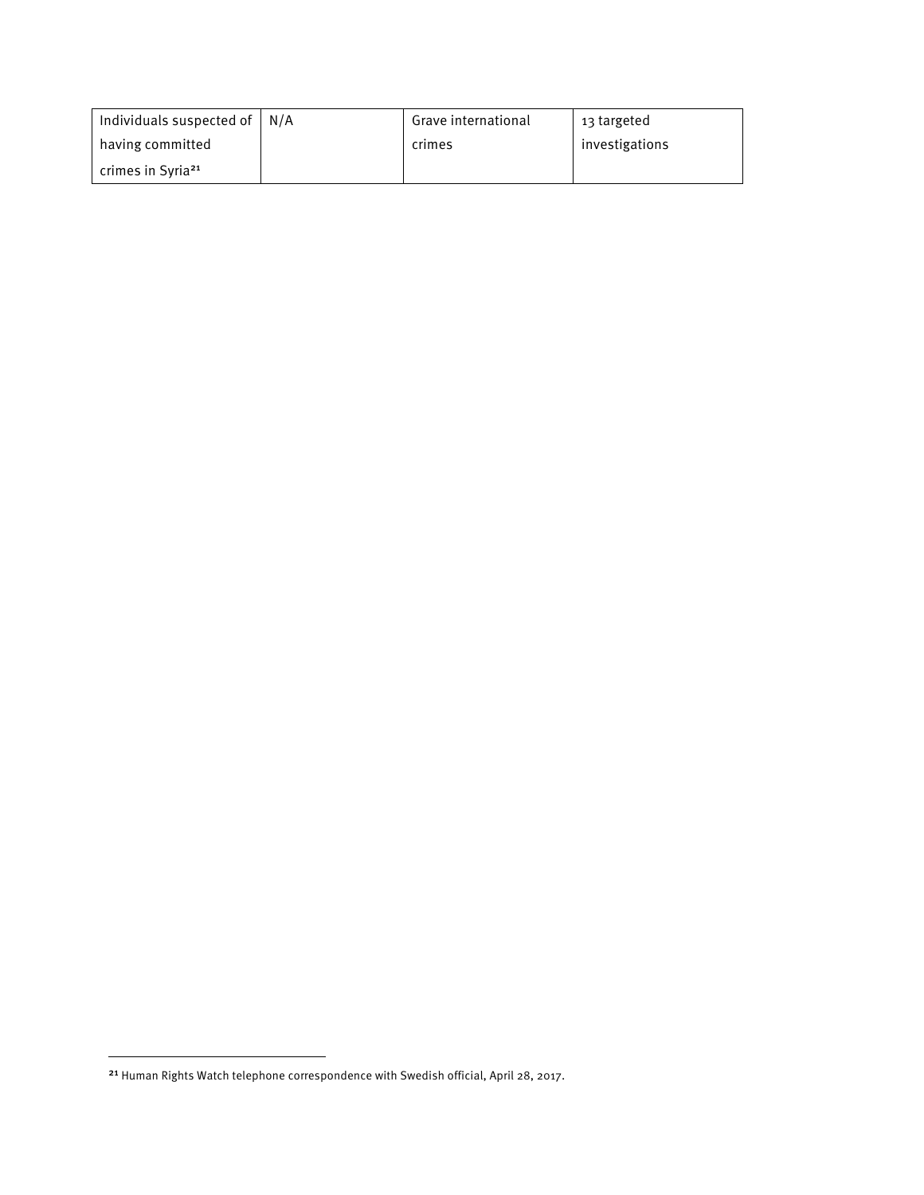| | | | |
|---|---|---|---|
| Individuals suspected of having committed crimes in Syria[21] | N/A | Grave international crimes | 13 targeted investigations |

[21] Human Rights Watch telephone correspondence with Swedish official, April 28, 2017.